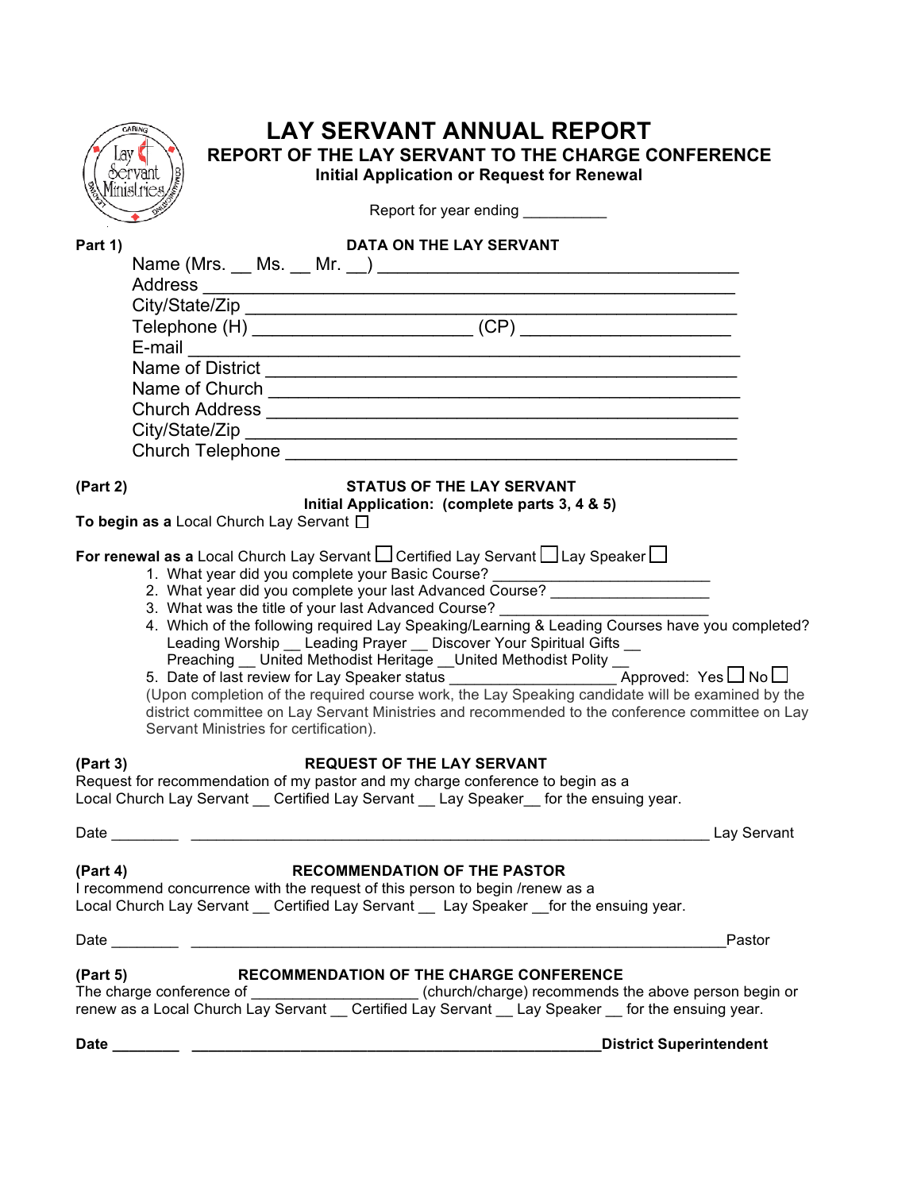# LAY SERVANT ANNUAL REPORT

## REPORT OF THE LAY SERVANT TO THE CHARGE CONFERENCE

### Initial Application or Request for Renewal

Report for year ending __________

**Part 1)** **DATA ON THE LAY SERVANT**

Name (Mrs. __ Ms. __ Mr. __) ___________________________________

Address ___________________________________________

City/State/Zip ________________________________________

Telephone (H) ____________________ (CP) ____________________

E-mail ___________________________________________

Name of District ______________________________________

Name of Church ______________________________________

Church Address ______________________________________

City/State/Zip ________________________________________

Church Telephone ____________________________________

**(Part 2)** **STATUS OF THE LAY SERVANT**

**Initial Application: (complete parts 3, 4 & 5)**

**To begin as a** Local Church Lay Servant ☐

**For renewal as a** Local Church Lay Servant ☐ Certified Lay Servant ☐ Lay Speaker ☐

1. What year did you complete your Basic Course? _________________________
2. What year did you complete your last Advanced Course? __________________
3. What was the title of your last Advanced Course? _______________________
4. Which of the following required Lay Speaking/Learning & Leading Courses have you completed?
   Leading Worship __ Leading Prayer __ Discover Your Spiritual Gifts __
   Preaching __ United Methodist Heritage __United Methodist Polity __
5. Date of last review for Lay Speaker status ___________________ Approved: Yes ☐ No ☐

(Upon completion of the required course work, the Lay Speaking candidate will be examined by the district committee on Lay Servant Ministries and recommended to the conference committee on Lay Servant Ministries for certification).

**(Part 3)** **REQUEST OF THE LAY SERVANT**

Request for recommendation of my pastor and my charge conference to begin as a
Local Church Lay Servant __ Certified Lay Servant __ Lay Speaker__ for the ensuing year.

Date ________ ____________________________________________________________ Lay Servant

**(Part 4)** **RECOMMENDATION OF THE PASTOR**

I recommend concurrence with the request of this person to begin /renew as a
Local Church Lay Servant __ Certified Lay Servant __ Lay Speaker __for the ensuing year.

Date ________ _____________________________________________________________Pastor

**(Part 5)** **RECOMMENDATION OF THE CHARGE CONFERENCE**

The charge conference of ___________________ (church/charge) recommends the above person begin or renew as a Local Church Lay Servant __ Certified Lay Servant __ Lay Speaker __ for the ensuing year.

**Date ________ _______________________________________________District Superintendent**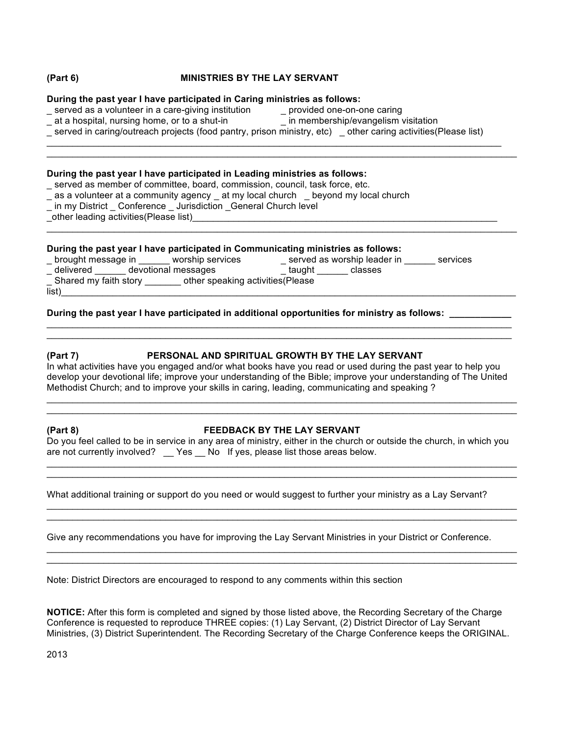**(Part 6) MINISTRIES BY THE LAY SERVANT**

**During the past year I have participated in Caring ministries as follows:**

_ served as a volunteer in a care-giving institution _ provided one-on-one caring
_ at a hospital, nursing home, or to a shut-in _ in membership/evangelism visitation
_ served in caring/outreach projects (food pantry, prison ministry, etc) _ other caring activities(Please list)

____________________________________________________________________________________________
____________________________________________________________________________________________

**During the past year I have participated in Leading ministries as follows:**

_ served as member of committee, board, commission, council, task force, etc.
_ as a volunteer at a community agency _ at my local church _ beyond my local church
_ in my District _ Conference _ Jurisdiction _General Church level
_other leading activities(Please list)______________________________________________________________

____________________________________________________________________________________________

**During the past year I have participated in Communicating ministries as follows:**

_ brought message in ______ worship services _ served as worship leader in ______ services
_ delivered ______ devotional messages _ taught ______ classes
_ Shared my faith story _______ other speaking activities(Please list)____________________________________________________________________________________

**During the past year I have participated in additional opportunities for ministry as follows: ___________**

____________________________________________________________________________________________
____________________________________________________________________________________________

**(Part 7) PERSONAL AND SPIRITUAL GROWTH BY THE LAY SERVANT**

In what activities have you engaged and/or what books have you read or used during the past year to help you develop your devotional life; improve your understanding of the Bible; improve your understanding of The United Methodist Church; and to improve your skills in caring, leading, communicating and speaking ?

____________________________________________________________________________________________
____________________________________________________________________________________________

**(Part 8) FEEDBACK BY THE LAY SERVANT**

Do you feel called to be in service in any area of ministry, either in the church or outside the church, in which you are not currently involved? __ Yes __ No If yes, please list those areas below.

____________________________________________________________________________________________
____________________________________________________________________________________________

What additional training or support do you need or would suggest to further your ministry as a Lay Servant?

____________________________________________________________________________________________
____________________________________________________________________________________________

Give any recommendations you have for improving the Lay Servant Ministries in your District or Conference.

____________________________________________________________________________________________
____________________________________________________________________________________________

Note: District Directors are encouraged to respond to any comments within this section

**NOTICE:** After this form is completed and signed by those listed above, the Recording Secretary of the Charge Conference is requested to reproduce THREE copies: (1) Lay Servant, (2) District Director of Lay Servant Ministries, (3) District Superintendent. The Recording Secretary of the Charge Conference keeps the ORIGINAL.

2013